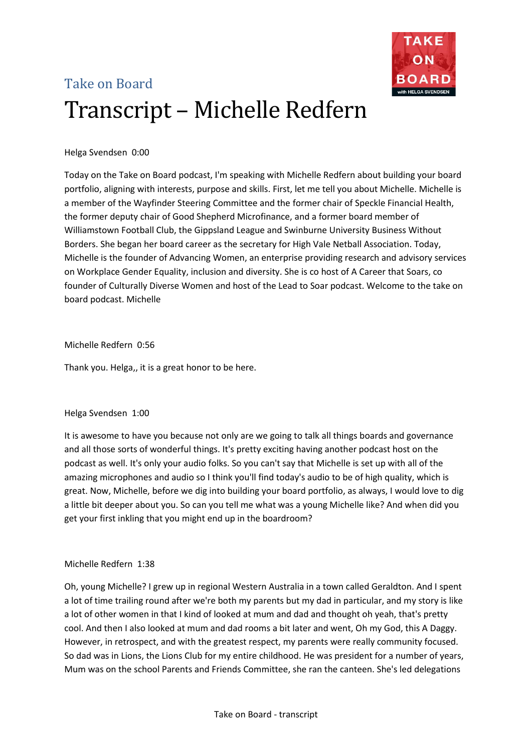Take on Board

# Transcript – Michelle Redfern

Helga Svendsen 0:00

Today on the Take on Board podcast, I'm speaking with Michelle Redfern about building your board portfolio, aligning with interests, purpose and skills. First, let me tell you about Michelle. Michelle is a member of the Wayfinder Steering Committee and the former chair of Speckle Financial Health, the former deputy chair of Good Shepherd Microfinance, and a former board member of Williamstown Football Club, the Gippsland League and Swinburne University Business Without Borders. She began her board career as the secretary for High Vale Netball Association. Today, Michelle is the founder of Advancing Women, an enterprise providing research and advisory services on Workplace Gender Equality, inclusion and diversity. She is co host of A Career that Soars, co founder of Culturally Diverse Women and host of the Lead to Soar podcast. Welcome to the take on board podcast. Michelle

Michelle Redfern 0:56

Thank you. Helga,, it is a great honor to be here.

Helga Svendsen 1:00

It is awesome to have you because not only are we going to talk all things boards and governance and all those sorts of wonderful things. It's pretty exciting having another podcast host on the podcast as well. It's only your audio folks. So you can't say that Michelle is set up with all of the amazing microphones and audio so I think you'll find today's audio to be of high quality, which is great. Now, Michelle, before we dig into building your board portfolio, as always, I would love to dig a little bit deeper about you. So can you tell me what was a young Michelle like? And when did you get your first inkling that you might end up in the boardroom?

Michelle Redfern 1:38

Oh, young Michelle? I grew up in regional Western Australia in a town called Geraldton. And I spent a lot of time trailing round after we're both my parents but my dad in particular, and my story is like a lot of other women in that I kind of looked at mum and dad and thought oh yeah, that's pretty cool. And then I also looked at mum and dad rooms a bit later and went, Oh my God, this A Daggy. However, in retrospect, and with the greatest respect, my parents were really community focused. So dad was in Lions, the Lions Club for my entire childhood. He was president for a number of years, Mum was on the school Parents and Friends Committee, she ran the canteen. She's led delegations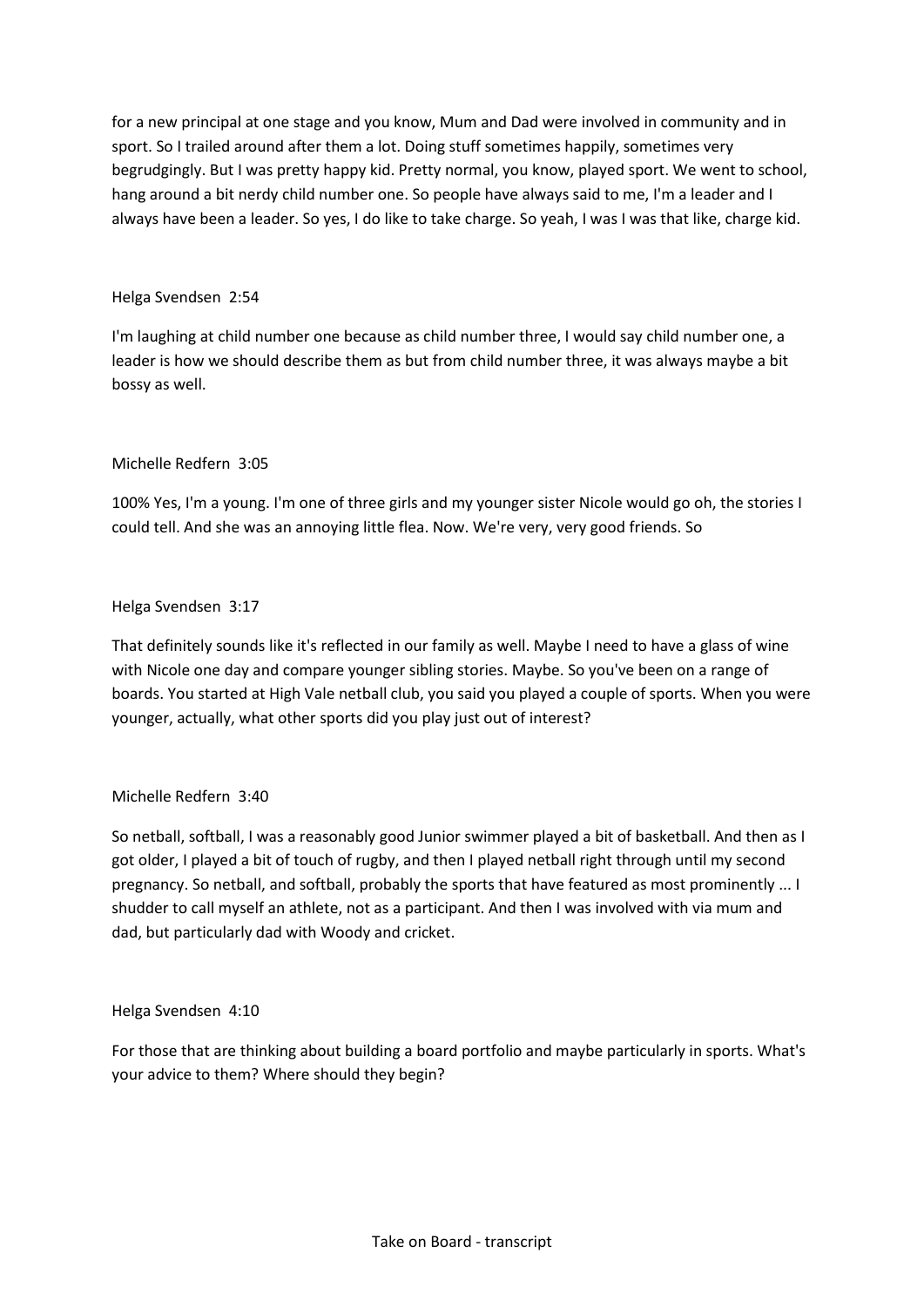for a new principal at one stage and you know, Mum and Dad were involved in community and in sport. So I trailed around after them a lot. Doing stuff sometimes happily, sometimes very begrudgingly. But I was pretty happy kid. Pretty normal, you know, played sport. We went to school, hang around a bit nerdy child number one. So people have always said to me, I'm a leader and I always have been a leader. So yes, I do like to take charge. So yeah, I was I was that like, charge kid.

Helga Svendsen 2:54

I'm laughing at child number one because as child number three, I would say child number one, a leader is how we should describe them as but from child number three, it was always maybe a bit bossy as well.

Michelle Redfern 3:05

100% Yes, I'm a young. I'm one of three girls and my younger sister Nicole would go oh, the stories I could tell. And she was an annoying little flea. Now. We're very, very good friends. So

Helga Svendsen 3:17

That definitely sounds like it's reflected in our family as well. Maybe I need to have a glass of wine with Nicole one day and compare younger sibling stories. Maybe. So you've been on a range of boards. You started at High Vale netball club, you said you played a couple of sports. When you were younger, actually, what other sports did you play just out of interest?

Michelle Redfern 3:40

So netball, softball, I was a reasonably good Junior swimmer played a bit of basketball. And then as I got older, I played a bit of touch of rugby, and then I played netball right through until my second pregnancy. So netball, and softball, probably the sports that have featured as most prominently ... I shudder to call myself an athlete, not as a participant. And then I was involved with via mum and dad, but particularly dad with Woody and cricket.

Helga Svendsen 4:10

For those that are thinking about building a board portfolio and maybe particularly in sports. What's your advice to them? Where should they begin?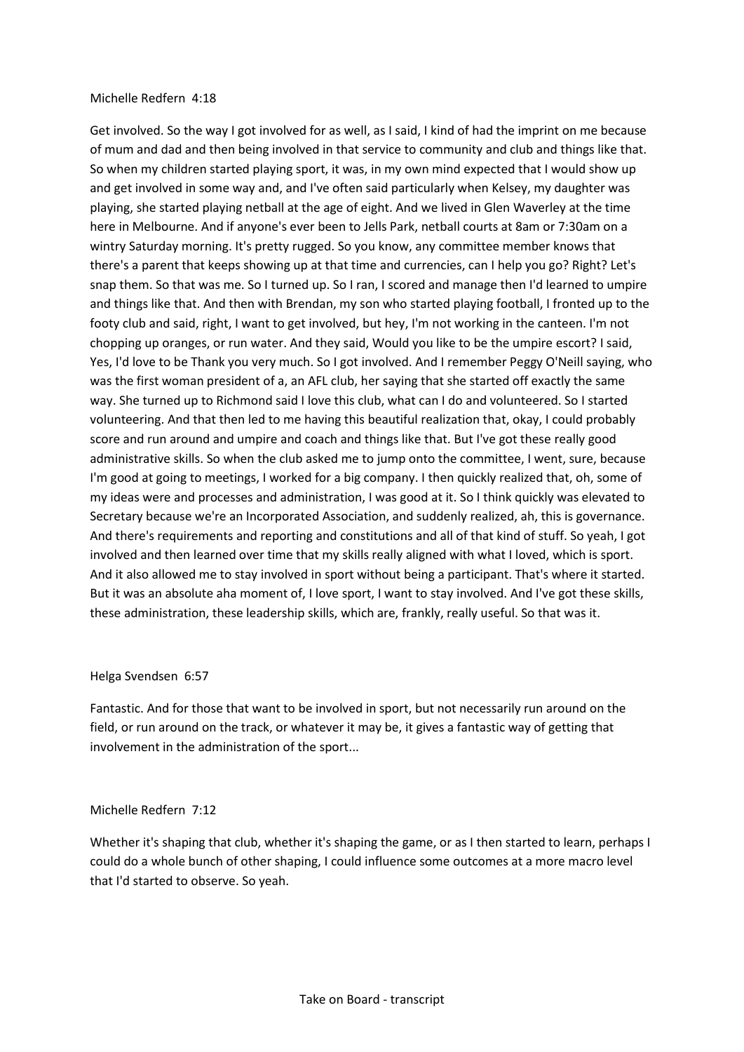Michelle Redfern 4:18

Get involved. So the way I got involved for as well, as I said, I kind of had the imprint on me because of mum and dad and then being involved in that service to community and club and things like that. So when my children started playing sport, it was, in my own mind expected that I would show up and get involved in some way and, and I've often said particularly when Kelsey, my daughter was playing, she started playing netball at the age of eight. And we lived in Glen Waverley at the time here in Melbourne. And if anyone's ever been to Jells Park, netball courts at 8am or 7:30am on a wintry Saturday morning. It's pretty rugged. So you know, any committee member knows that there's a parent that keeps showing up at that time and currencies, can I help you go? Right? Let's snap them. So that was me. So I turned up. So I ran, I scored and manage then I'd learned to umpire and things like that. And then with Brendan, my son who started playing football, I fronted up to the footy club and said, right, I want to get involved, but hey, I'm not working in the canteen. I'm not chopping up oranges, or run water. And they said, Would you like to be the umpire escort? I said, Yes, I'd love to be Thank you very much. So I got involved. And I remember Peggy O'Neill saying, who was the first woman president of a, an AFL club, her saying that she started off exactly the same way. She turned up to Richmond said I love this club, what can I do and volunteered. So I started volunteering. And that then led to me having this beautiful realization that, okay, I could probably score and run around and umpire and coach and things like that. But I've got these really good administrative skills. So when the club asked me to jump onto the committee, I went, sure, because I'm good at going to meetings, I worked for a big company. I then quickly realized that, oh, some of my ideas were and processes and administration, I was good at it. So I think quickly was elevated to Secretary because we're an Incorporated Association, and suddenly realized, ah, this is governance. And there's requirements and reporting and constitutions and all of that kind of stuff. So yeah, I got involved and then learned over time that my skills really aligned with what I loved, which is sport. And it also allowed me to stay involved in sport without being a participant. That's where it started. But it was an absolute aha moment of, I love sport, I want to stay involved. And I've got these skills, these administration, these leadership skills, which are, frankly, really useful. So that was it.

Helga Svendsen 6:57

Fantastic. And for those that want to be involved in sport, but not necessarily run around on the field, or run around on the track, or whatever it may be, it gives a fantastic way of getting that involvement in the administration of the sport...

Michelle Redfern 7:12

Whether it's shaping that club, whether it's shaping the game, or as I then started to learn, perhaps I could do a whole bunch of other shaping, I could influence some outcomes at a more macro level that I'd started to observe. So yeah.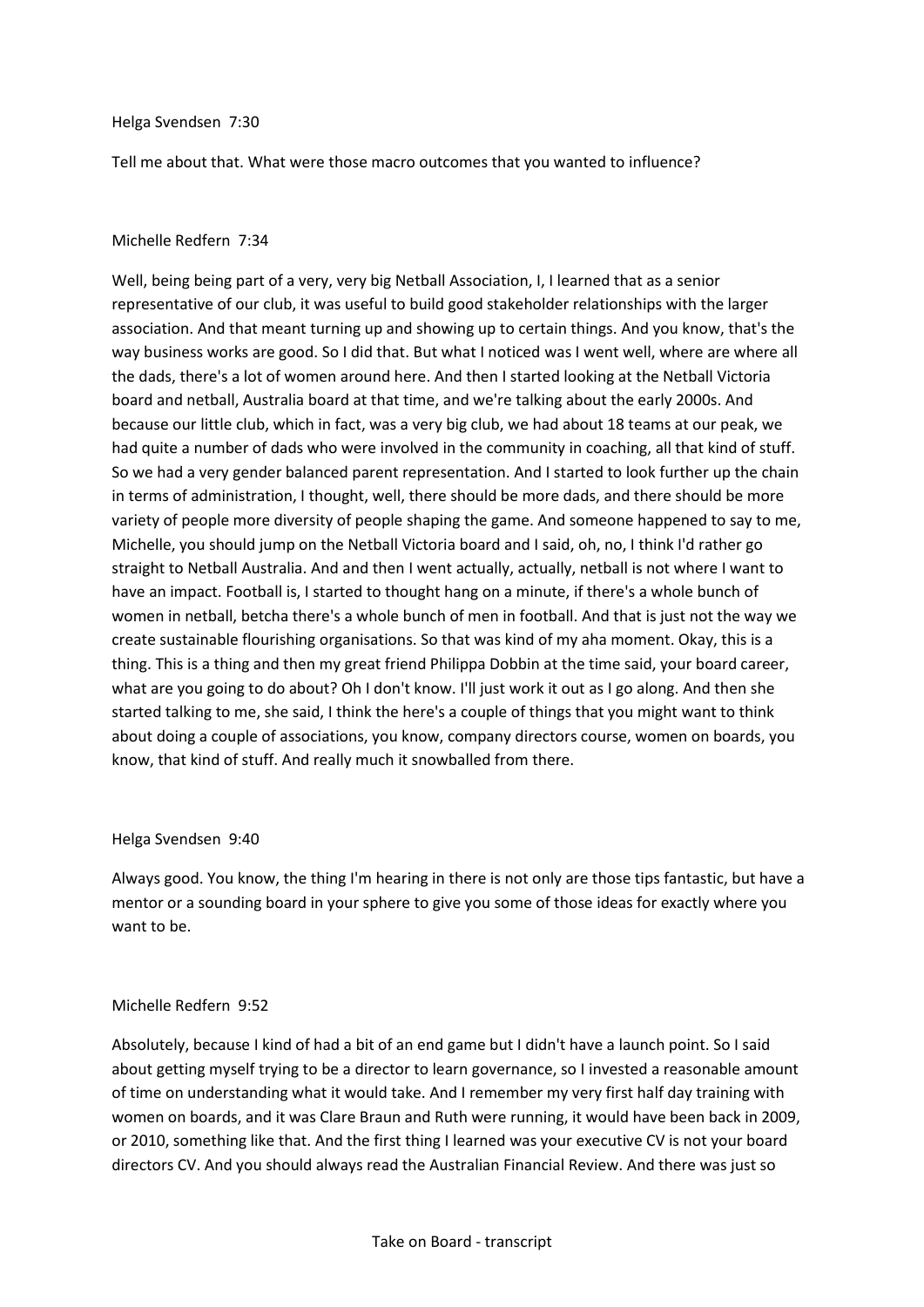Helga Svendsen 7:30

Tell me about that. What were those macro outcomes that you wanted to influence?

Michelle Redfern 7:34

Well, being being part of a very, very big Netball Association, I, I learned that as a senior representative of our club, it was useful to build good stakeholder relationships with the larger association. And that meant turning up and showing up to certain things. And you know, that's the way business works are good. So I did that. But what I noticed was I went well, where are where all the dads, there's a lot of women around here. And then I started looking at the Netball Victoria board and netball, Australia board at that time, and we're talking about the early 2000s. And because our little club, which in fact, was a very big club, we had about 18 teams at our peak, we had quite a number of dads who were involved in the community in coaching, all that kind of stuff. So we had a very gender balanced parent representation. And I started to look further up the chain in terms of administration, I thought, well, there should be more dads, and there should be more variety of people more diversity of people shaping the game. And someone happened to say to me, Michelle, you should jump on the Netball Victoria board and I said, oh, no, I think I'd rather go straight to Netball Australia. And and then I went actually, actually, netball is not where I want to have an impact. Football is, I started to thought hang on a minute, if there's a whole bunch of women in netball, betcha there's a whole bunch of men in football. And that is just not the way we create sustainable flourishing organisations. So that was kind of my aha moment. Okay, this is a thing. This is a thing and then my great friend Philippa Dobbin at the time said, your board career, what are you going to do about? Oh I don't know. I'll just work it out as I go along. And then she started talking to me, she said, I think the here's a couple of things that you might want to think about doing a couple of associations, you know, company directors course, women on boards, you know, that kind of stuff. And really much it snowballed from there.

Helga Svendsen 9:40

Always good. You know, the thing I'm hearing in there is not only are those tips fantastic, but have a mentor or a sounding board in your sphere to give you some of those ideas for exactly where you want to be.

Michelle Redfern 9:52

Absolutely, because I kind of had a bit of an end game but I didn't have a launch point. So I said about getting myself trying to be a director to learn governance, so I invested a reasonable amount of time on understanding what it would take. And I remember my very first half day training with women on boards, and it was Clare Braun and Ruth were running, it would have been back in 2009, or 2010, something like that. And the first thing I learned was your executive CV is not your board directors CV. And you should always read the Australian Financial Review. And there was just so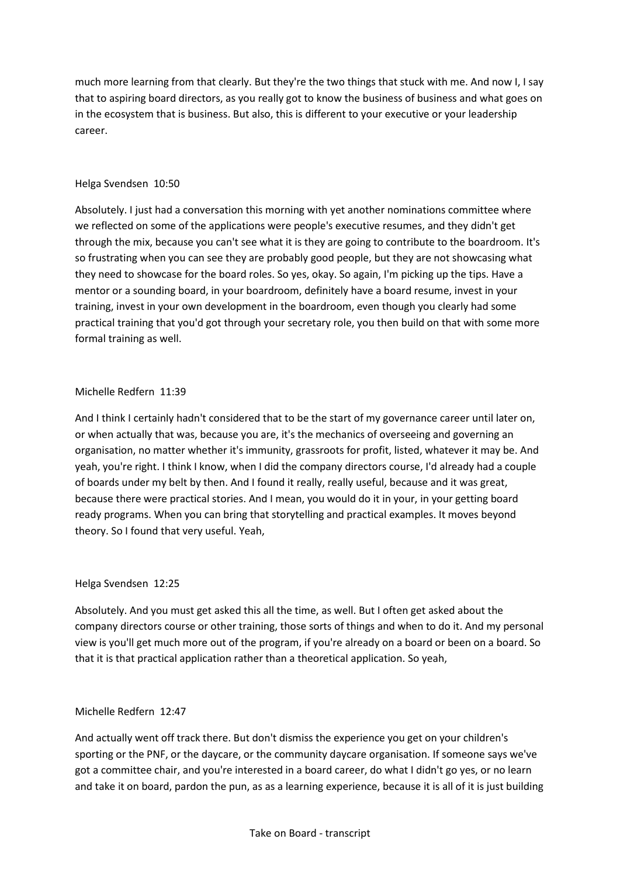much more learning from that clearly. But they're the two things that stuck with me. And now I, I say that to aspiring board directors, as you really got to know the business of business and what goes on in the ecosystem that is business. But also, this is different to your executive or your leadership career.

Helga Svendsen 10:50

Absolutely. I just had a conversation this morning with yet another nominations committee where we reflected on some of the applications were people's executive resumes, and they didn't get through the mix, because you can't see what it is they are going to contribute to the boardroom. It's so frustrating when you can see they are probably good people, but they are not showcasing what they need to showcase for the board roles. So yes, okay. So again, I'm picking up the tips. Have a mentor or a sounding board, in your boardroom, definitely have a board resume, invest in your training, invest in your own development in the boardroom, even though you clearly had some practical training that you'd got through your secretary role, you then build on that with some more formal training as well.

Michelle Redfern 11:39

And I think I certainly hadn't considered that to be the start of my governance career until later on, or when actually that was, because you are, it's the mechanics of overseeing and governing an organisation, no matter whether it's immunity, grassroots for profit, listed, whatever it may be. And yeah, you're right. I think I know, when I did the company directors course, I'd already had a couple of boards under my belt by then. And I found it really, really useful, because and it was great, because there were practical stories. And I mean, you would do it in your, in your getting board ready programs. When you can bring that storytelling and practical examples. It moves beyond theory. So I found that very useful. Yeah,

Helga Svendsen 12:25

Absolutely. And you must get asked this all the time, as well. But I often get asked about the company directors course or other training, those sorts of things and when to do it. And my personal view is you'll get much more out of the program, if you're already on a board or been on a board. So that it is that practical application rather than a theoretical application. So yeah,

Michelle Redfern 12:47

And actually went off track there. But don't dismiss the experience you get on your children's sporting or the PNF, or the daycare, or the community daycare organisation. If someone says we've got a committee chair, and you're interested in a board career, do what I didn't go yes, or no learn and take it on board, pardon the pun, as as a learning experience, because it is all of it is just building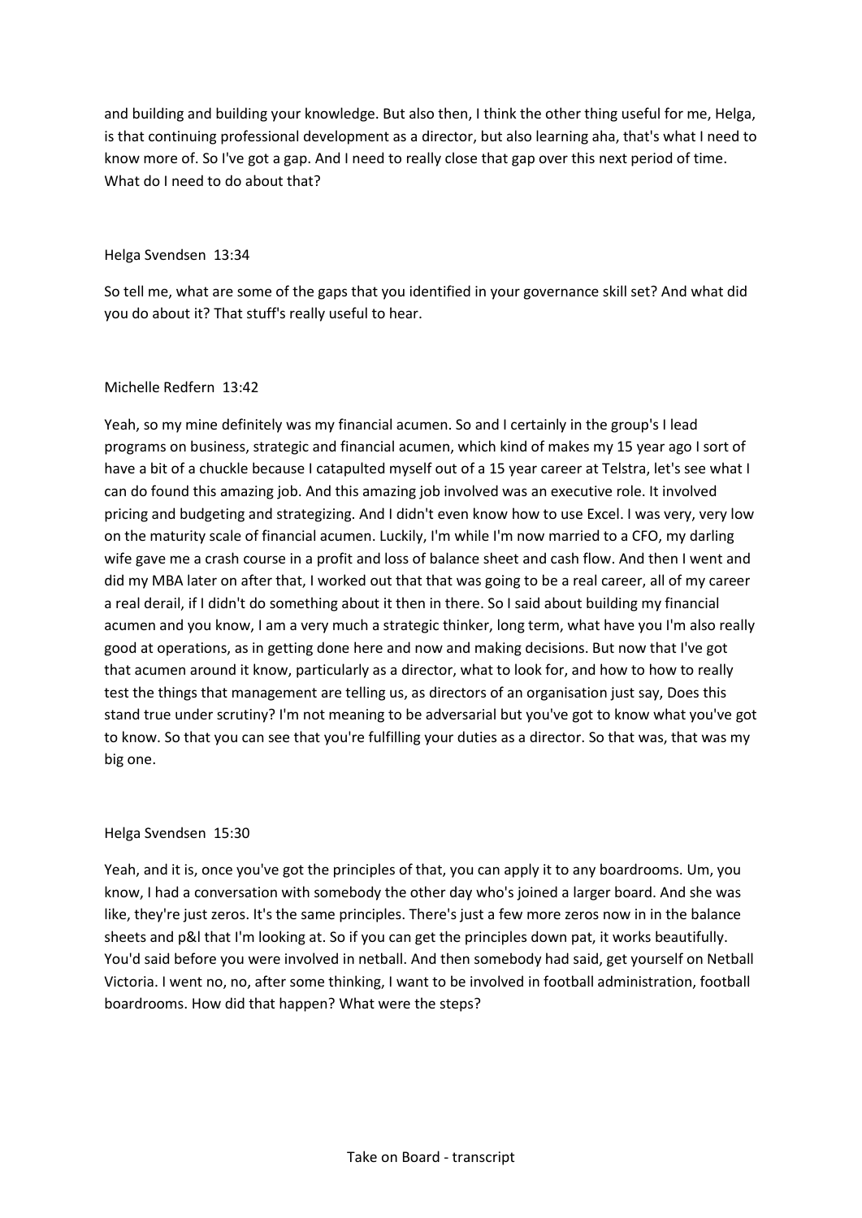and building and building your knowledge. But also then, I think the other thing useful for me, Helga, is that continuing professional development as a director, but also learning aha, that's what I need to know more of. So I've got a gap. And I need to really close that gap over this next period of time. What do I need to do about that?

Helga Svendsen 13:34

So tell me, what are some of the gaps that you identified in your governance skill set? And what did you do about it? That stuff's really useful to hear.

Michelle Redfern 13:42

Yeah, so my mine definitely was my financial acumen. So and I certainly in the group's I lead programs on business, strategic and financial acumen, which kind of makes my 15 year ago I sort of have a bit of a chuckle because I catapulted myself out of a 15 year career at Telstra, let's see what I can do found this amazing job. And this amazing job involved was an executive role. It involved pricing and budgeting and strategizing. And I didn't even know how to use Excel. I was very, very low on the maturity scale of financial acumen. Luckily, I'm while I'm now married to a CFO, my darling wife gave me a crash course in a profit and loss of balance sheet and cash flow. And then I went and did my MBA later on after that, I worked out that that was going to be a real career, all of my career a real derail, if I didn't do something about it then in there. So I said about building my financial acumen and you know, I am a very much a strategic thinker, long term, what have you I'm also really good at operations, as in getting done here and now and making decisions. But now that I've got that acumen around it know, particularly as a director, what to look for, and how to how to really test the things that management are telling us, as directors of an organisation just say, Does this stand true under scrutiny? I'm not meaning to be adversarial but you've got to know what you've got to know. So that you can see that you're fulfilling your duties as a director. So that was, that was my big one.

Helga Svendsen 15:30

Yeah, and it is, once you've got the principles of that, you can apply it to any boardrooms. Um, you know, I had a conversation with somebody the other day who's joined a larger board. And she was like, they're just zeros. It's the same principles. There's just a few more zeros now in in the balance sheets and p&l that I'm looking at. So if you can get the principles down pat, it works beautifully. You'd said before you were involved in netball. And then somebody had said, get yourself on Netball Victoria. I went no, no, after some thinking, I want to be involved in football administration, football boardrooms. How did that happen? What were the steps?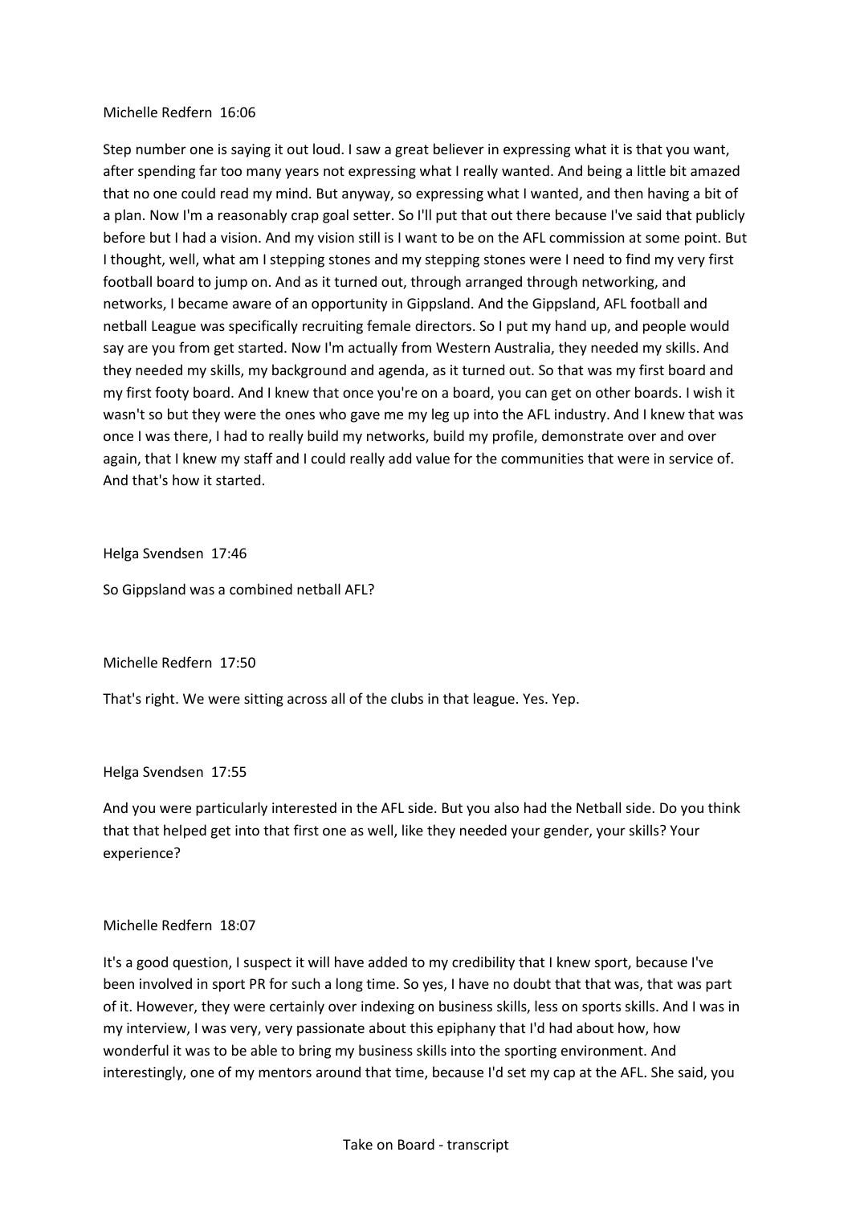Michelle Redfern 16:06

Step number one is saying it out loud. I saw a great believer in expressing what it is that you want, after spending far too many years not expressing what I really wanted. And being a little bit amazed that no one could read my mind. But anyway, so expressing what I wanted, and then having a bit of a plan. Now I'm a reasonably crap goal setter. So I'll put that out there because I've said that publicly before but I had a vision. And my vision still is I want to be on the AFL commission at some point. But I thought, well, what am I stepping stones and my stepping stones were I need to find my very first football board to jump on. And as it turned out, through arranged through networking, and networks, I became aware of an opportunity in Gippsland. And the Gippsland, AFL football and netball League was specifically recruiting female directors. So I put my hand up, and people would say are you from get started. Now I'm actually from Western Australia, they needed my skills. And they needed my skills, my background and agenda, as it turned out. So that was my first board and my first footy board. And I knew that once you're on a board, you can get on other boards. I wish it wasn't so but they were the ones who gave me my leg up into the AFL industry. And I knew that was once I was there, I had to really build my networks, build my profile, demonstrate over and over again, that I knew my staff and I could really add value for the communities that were in service of. And that's how it started.

Helga Svendsen 17:46

So Gippsland was a combined netball AFL?

Michelle Redfern 17:50

That's right. We were sitting across all of the clubs in that league. Yes. Yep.

Helga Svendsen 17:55

And you were particularly interested in the AFL side. But you also had the Netball side. Do you think that that helped get into that first one as well, like they needed your gender, your skills? Your experience?

Michelle Redfern 18:07

It's a good question, I suspect it will have added to my credibility that I knew sport, because I've been involved in sport PR for such a long time. So yes, I have no doubt that that was, that was part of it. However, they were certainly over indexing on business skills, less on sports skills. And I was in my interview, I was very, very passionate about this epiphany that I'd had about how, how wonderful it was to be able to bring my business skills into the sporting environment. And interestingly, one of my mentors around that time, because I'd set my cap at the AFL. She said, you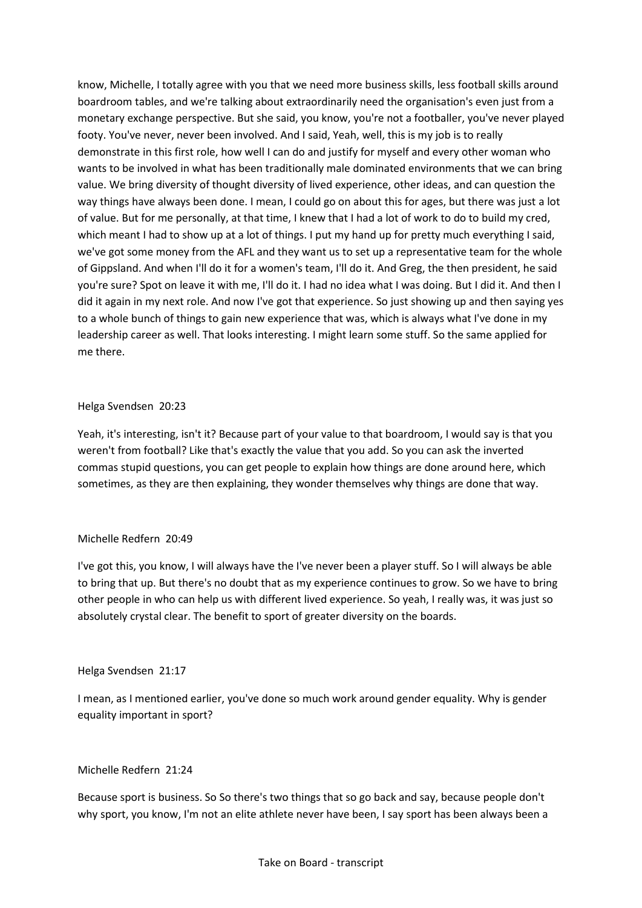know, Michelle, I totally agree with you that we need more business skills, less football skills around boardroom tables, and we're talking about extraordinarily need the organisation's even just from a monetary exchange perspective. But she said, you know, you're not a footballer, you've never played footy. You've never, never been involved. And I said, Yeah, well, this is my job is to really demonstrate in this first role, how well I can do and justify for myself and every other woman who wants to be involved in what has been traditionally male dominated environments that we can bring value. We bring diversity of thought diversity of lived experience, other ideas, and can question the way things have always been done. I mean, I could go on about this for ages, but there was just a lot of value. But for me personally, at that time, I knew that I had a lot of work to do to build my cred, which meant I had to show up at a lot of things. I put my hand up for pretty much everything I said, we've got some money from the AFL and they want us to set up a representative team for the whole of Gippsland. And when I'll do it for a women's team, I'll do it. And Greg, the then president, he said you're sure? Spot on leave it with me, I'll do it. I had no idea what I was doing. But I did it. And then I did it again in my next role. And now I've got that experience. So just showing up and then saying yes to a whole bunch of things to gain new experience that was, which is always what I've done in my leadership career as well. That looks interesting. I might learn some stuff. So the same applied for me there.

Helga Svendsen 20:23

Yeah, it's interesting, isn't it? Because part of your value to that boardroom, I would say is that you weren't from football? Like that's exactly the value that you add. So you can ask the inverted commas stupid questions, you can get people to explain how things are done around here, which sometimes, as they are then explaining, they wonder themselves why things are done that way.

Michelle Redfern 20:49

I've got this, you know, I will always have the I've never been a player stuff. So I will always be able to bring that up. But there's no doubt that as my experience continues to grow. So we have to bring other people in who can help us with different lived experience. So yeah, I really was, it was just so absolutely crystal clear. The benefit to sport of greater diversity on the boards.

Helga Svendsen 21:17

I mean, as I mentioned earlier, you've done so much work around gender equality. Why is gender equality important in sport?

Michelle Redfern 21:24

Because sport is business. So So there's two things that so go back and say, because people don't why sport, you know, I'm not an elite athlete never have been, I say sport has been always been a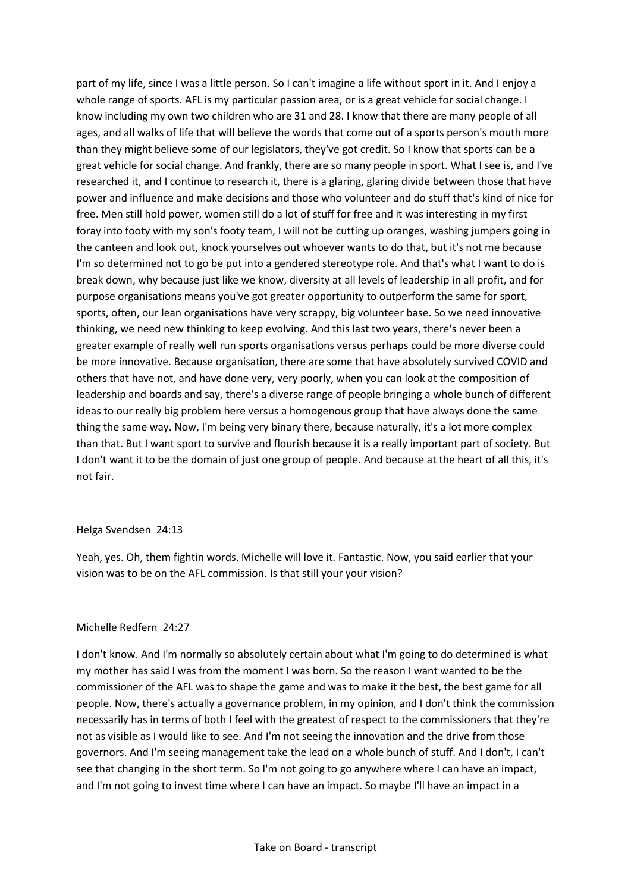part of my life, since I was a little person. So I can't imagine a life without sport in it. And I enjoy a whole range of sports. AFL is my particular passion area, or is a great vehicle for social change. I know including my own two children who are 31 and 28. I know that there are many people of all ages, and all walks of life that will believe the words that come out of a sports person's mouth more than they might believe some of our legislators, they've got credit. So I know that sports can be a great vehicle for social change. And frankly, there are so many people in sport. What I see is, and I've researched it, and I continue to research it, there is a glaring, glaring divide between those that have power and influence and make decisions and those who volunteer and do stuff that's kind of nice for free. Men still hold power, women still do a lot of stuff for free and it was interesting in my first foray into footy with my son's footy team, I will not be cutting up oranges, washing jumpers going in the canteen and look out, knock yourselves out whoever wants to do that, but it's not me because I'm so determined not to go be put into a gendered stereotype role. And that's what I want to do is break down, why because just like we know, diversity at all levels of leadership in all profit, and for purpose organisations means you've got greater opportunity to outperform the same for sport, sports, often, our lean organisations have very scrappy, big volunteer base. So we need innovative thinking, we need new thinking to keep evolving. And this last two years, there's never been a greater example of really well run sports organisations versus perhaps could be more diverse could be more innovative. Because organisation, there are some that have absolutely survived COVID and others that have not, and have done very, very poorly, when you can look at the composition of leadership and boards and say, there's a diverse range of people bringing a whole bunch of different ideas to our really big problem here versus a homogenous group that have always done the same thing the same way. Now, I'm being very binary there, because naturally, it's a lot more complex than that. But I want sport to survive and flourish because it is a really important part of society. But I don't want it to be the domain of just one group of people. And because at the heart of all this, it's not fair.

Helga Svendsen 24:13

Yeah, yes. Oh, them fightin words. Michelle will love it. Fantastic. Now, you said earlier that your vision was to be on the AFL commission. Is that still your your vision?

Michelle Redfern 24:27

I don't know. And I'm normally so absolutely certain about what I'm going to do determined is what my mother has said I was from the moment I was born. So the reason I want wanted to be the commissioner of the AFL was to shape the game and was to make it the best, the best game for all people. Now, there's actually a governance problem, in my opinion, and I don't think the commission necessarily has in terms of both I feel with the greatest of respect to the commissioners that they're not as visible as I would like to see. And I'm not seeing the innovation and the drive from those governors. And I'm seeing management take the lead on a whole bunch of stuff. And I don't, I can't see that changing in the short term. So I'm not going to go anywhere where I can have an impact, and I'm not going to invest time where I can have an impact. So maybe I'll have an impact in a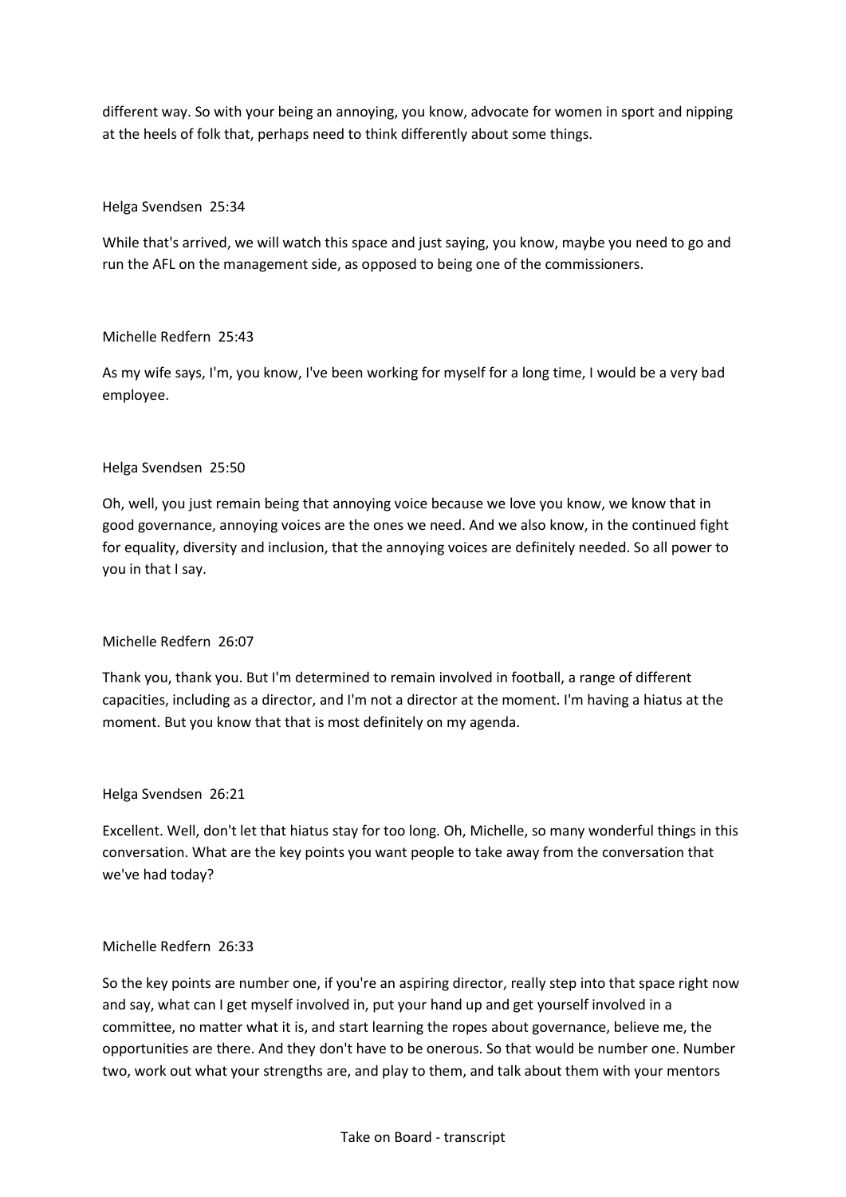different way. So with your being an annoying, you know, advocate for women in sport and nipping at the heels of folk that, perhaps need to think differently about some things.

Helga Svendsen 25:34

While that's arrived, we will watch this space and just saying, you know, maybe you need to go and run the AFL on the management side, as opposed to being one of the commissioners.

Michelle Redfern 25:43

As my wife says, I'm, you know, I've been working for myself for a long time, I would be a very bad employee.

Helga Svendsen 25:50

Oh, well, you just remain being that annoying voice because we love you know, we know that in good governance, annoying voices are the ones we need. And we also know, in the continued fight for equality, diversity and inclusion, that the annoying voices are definitely needed. So all power to you in that I say.

Michelle Redfern 26:07

Thank you, thank you. But I'm determined to remain involved in football, a range of different capacities, including as a director, and I'm not a director at the moment. I'm having a hiatus at the moment. But you know that that is most definitely on my agenda.

Helga Svendsen 26:21

Excellent. Well, don't let that hiatus stay for too long. Oh, Michelle, so many wonderful things in this conversation. What are the key points you want people to take away from the conversation that we've had today?

Michelle Redfern 26:33

So the key points are number one, if you're an aspiring director, really step into that space right now and say, what can I get myself involved in, put your hand up and get yourself involved in a committee, no matter what it is, and start learning the ropes about governance, believe me, the opportunities are there. And they don't have to be onerous. So that would be number one. Number two, work out what your strengths are, and play to them, and talk about them with your mentors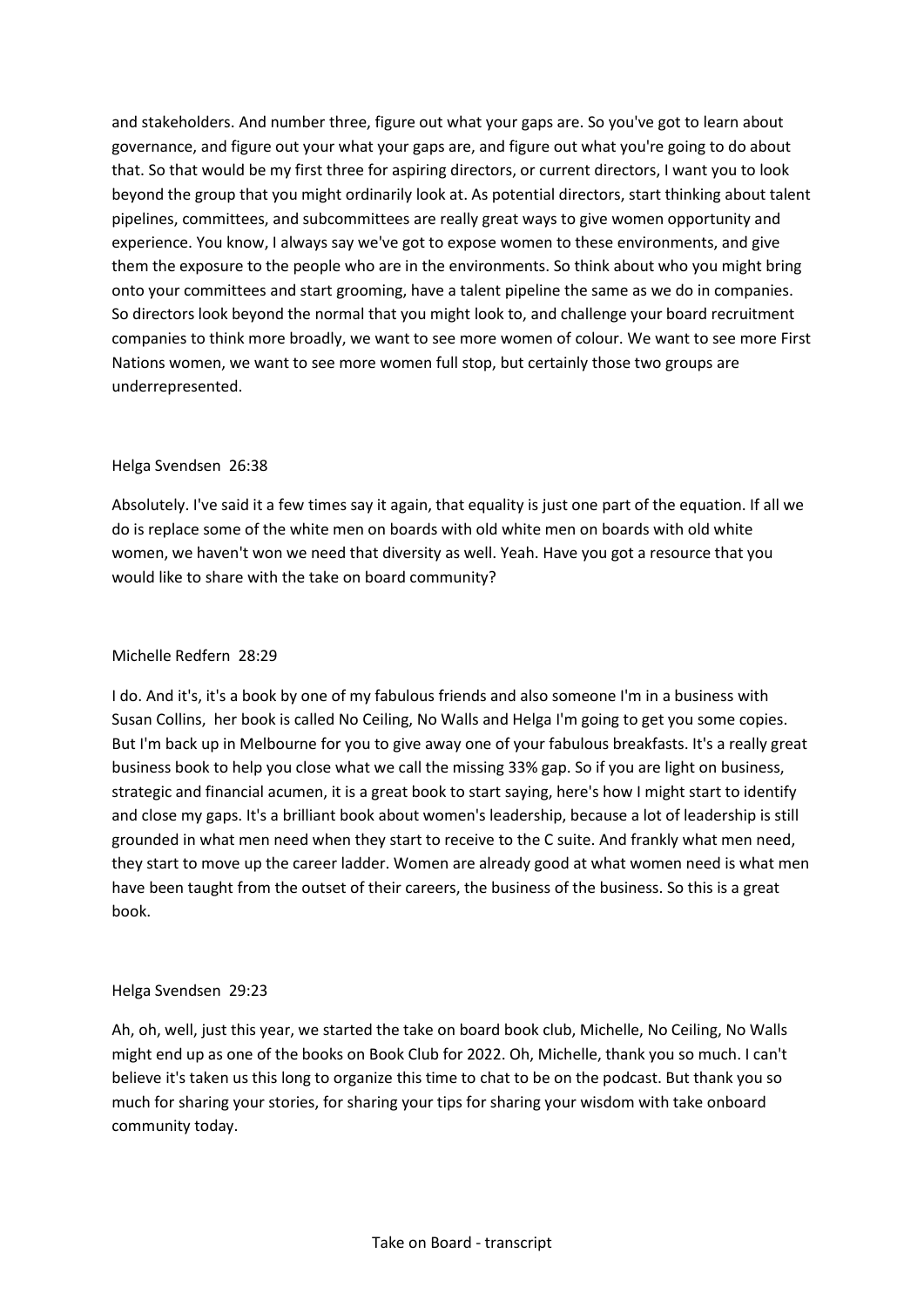and stakeholders. And number three, figure out what your gaps are. So you've got to learn about governance, and figure out your what your gaps are, and figure out what you're going to do about that. So that would be my first three for aspiring directors, or current directors, I want you to look beyond the group that you might ordinarily look at. As potential directors, start thinking about talent pipelines, committees, and subcommittees are really great ways to give women opportunity and experience. You know, I always say we've got to expose women to these environments, and give them the exposure to the people who are in the environments. So think about who you might bring onto your committees and start grooming, have a talent pipeline the same as we do in companies. So directors look beyond the normal that you might look to, and challenge your board recruitment companies to think more broadly, we want to see more women of colour. We want to see more First Nations women, we want to see more women full stop, but certainly those two groups are underrepresented.

Helga Svendsen 26:38

Absolutely. I've said it a few times say it again, that equality is just one part of the equation. If all we do is replace some of the white men on boards with old white men on boards with old white women, we haven't won we need that diversity as well. Yeah. Have you got a resource that you would like to share with the take on board community?

Michelle Redfern 28:29

I do. And it's, it's a book by one of my fabulous friends and also someone I'm in a business with Susan Collins, her book is called No Ceiling, No Walls and Helga I'm going to get you some copies. But I'm back up in Melbourne for you to give away one of your fabulous breakfasts. It's a really great business book to help you close what we call the missing 33% gap. So if you are light on business, strategic and financial acumen, it is a great book to start saying, here's how I might start to identify and close my gaps. It's a brilliant book about women's leadership, because a lot of leadership is still grounded in what men need when they start to receive to the C suite. And frankly what men need, they start to move up the career ladder. Women are already good at what women need is what men have been taught from the outset of their careers, the business of the business. So this is a great book.

Helga Svendsen 29:23

Ah, oh, well, just this year, we started the take on board book club, Michelle, No Ceiling, No Walls might end up as one of the books on Book Club for 2022. Oh, Michelle, thank you so much. I can't believe it's taken us this long to organize this time to chat to be on the podcast. But thank you so much for sharing your stories, for sharing your tips for sharing your wisdom with take onboard community today.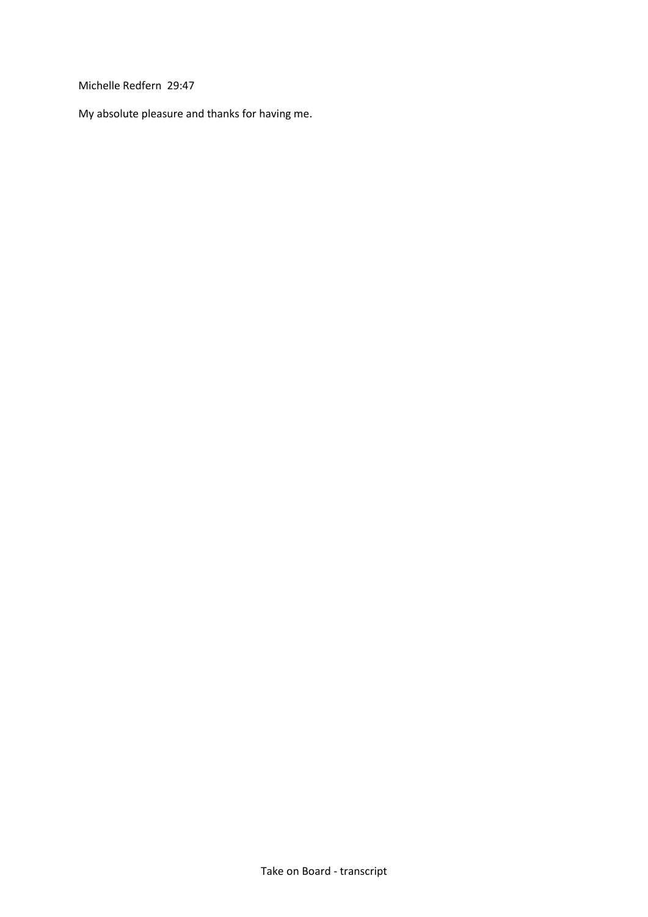Michelle Redfern 29:47

My absolute pleasure and thanks for having me.